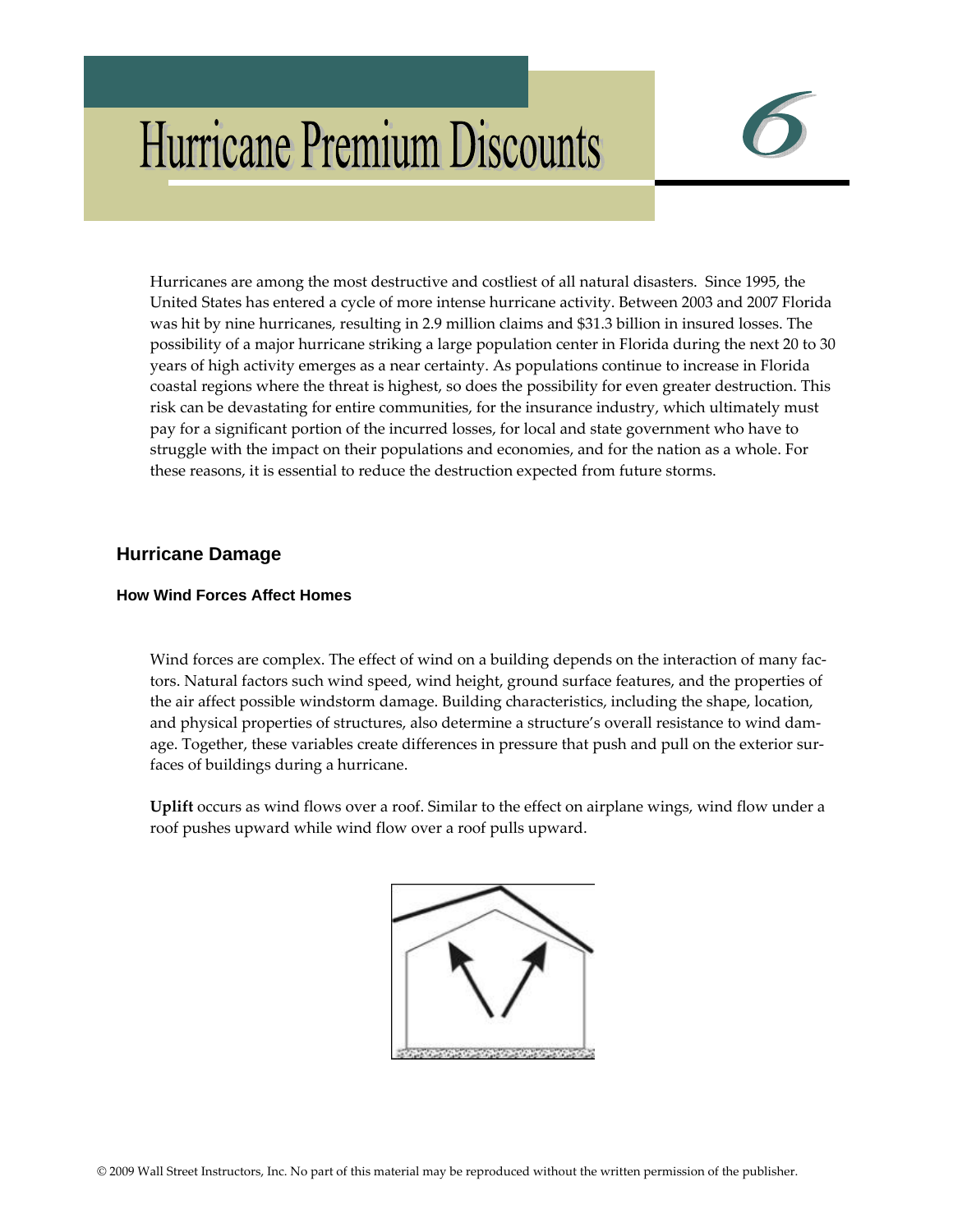# Hurricane Premium Discounts

6

Hurricanes are among the most destructive and costliest of all natural disasters. Since 1995, the United States has entered a cycle of more intense hurricane activity. Between 2003 and 2007 Florida was hit by nine hurricanes, resulting in 2.9 million claims and $31.3 billion in insured losses. The possibility of a major hurricane striking a large population center in Florida during the next 20 to 30 years of high activity emerges as a near certainty. As populations continue to increase in Florida coastal regions where the threat is highest, so does the possibility for even greater destruction. This risk can be devastating for entire communities, for the insurance industry, which ultimately must pay for a significant portion of the incurred losses, for local and state government who have to struggle with the impact on their populations and economies, and for the nation as a whole. For these reasons, it is essential to reduce the destruction expected from future storms.

## Hurricane Damage

### How Wind Forces Affect Homes

Wind forces are complex. The effect of wind on a building depends on the interaction of many factors. Natural factors such wind speed, wind height, ground surface features, and the properties of the air affect possible windstorm damage. Building characteristics, including the shape, location, and physical properties of structures, also determine a structure's overall resistance to wind damage. Together, these variables create differences in pressure that push and pull on the exterior surfaces of buildings during a hurricane.

**Uplift** occurs as wind flows over a roof. Similar to the effect on airplane wings, wind flow under a roof pushes upward while wind flow over a roof pulls upward.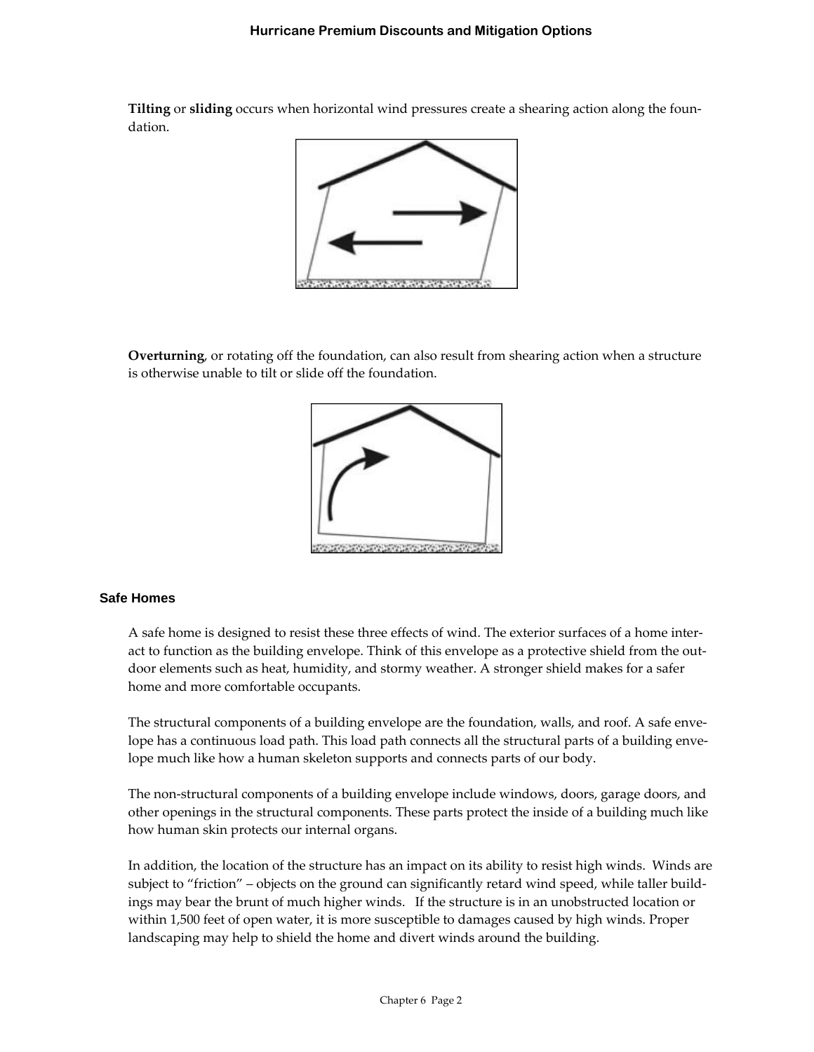**Tilting** or **sliding** occurs when horizontal wind pressures create a shearing action along the foundation.

**Overturning**, or rotating off the foundation, can also result from shearing action when a structure is otherwise unable to tilt or slide off the foundation.

### Safe Homes

A safe home is designed to resist these three effects of wind. The exterior surfaces of a home interact to function as the building envelope. Think of this envelope as a protective shield from the outdoor elements such as heat, humidity, and stormy weather. A stronger shield makes for a safer home and more comfortable occupants.

The structural components of a building envelope are the foundation, walls, and roof. A safe envelope has a continuous load path. This load path connects all the structural parts of a building envelope much like how a human skeleton supports and connects parts of our body.

The non-structural components of a building envelope include windows, doors, garage doors, and other openings in the structural components. These parts protect the inside of a building much like how human skin protects our internal organs.

In addition, the location of the structure has an impact on its ability to resist high winds. Winds are subject to "friction" – objects on the ground can significantly retard wind speed, while taller buildings may bear the brunt of much higher winds. If the structure is in an unobstructed location or within 1,500 feet of open water, it is more susceptible to damages caused by high winds. Proper landscaping may help to shield the home and divert winds around the building.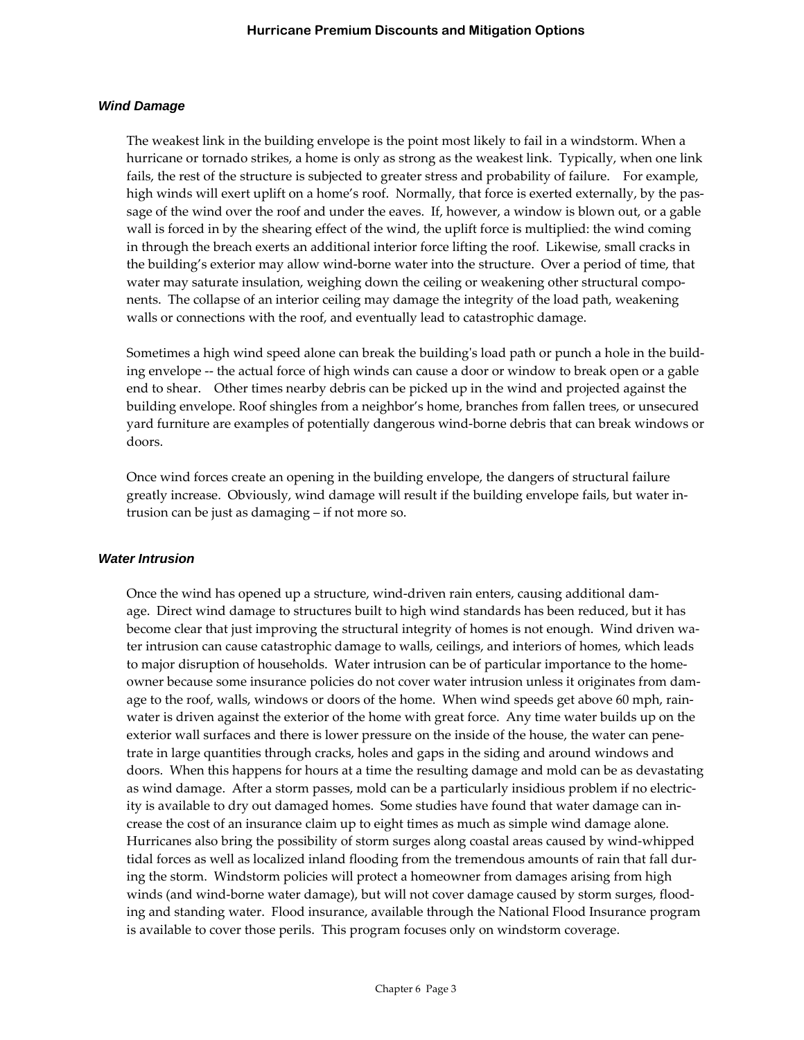### *Wind Damage*

The weakest link in the building envelope is the point most likely to fail in a windstorm. When a hurricane or tornado strikes, a home is only as strong as the weakest link. Typically, when one link fails, the rest of the structure is subjected to greater stress and probability of failure. For example, high winds will exert uplift on a home's roof. Normally, that force is exerted externally, by the passage of the wind over the roof and under the eaves. If, however, a window is blown out, or a gable wall is forced in by the shearing effect of the wind, the uplift force is multiplied: the wind coming in through the breach exerts an additional interior force lifting the roof. Likewise, small cracks in the building's exterior may allow wind-borne water into the structure. Over a period of time, that water may saturate insulation, weighing down the ceiling or weakening other structural components. The collapse of an interior ceiling may damage the integrity of the load path, weakening walls or connections with the roof, and eventually lead to catastrophic damage.

Sometimes a high wind speed alone can break the building's load path or punch a hole in the building envelope -- the actual force of high winds can cause a door or window to break open or a gable end to shear. Other times nearby debris can be picked up in the wind and projected against the building envelope. Roof shingles from a neighbor's home, branches from fallen trees, or unsecured yard furniture are examples of potentially dangerous wind-borne debris that can break windows or doors.

Once wind forces create an opening in the building envelope, the dangers of structural failure greatly increase. Obviously, wind damage will result if the building envelope fails, but water intrusion can be just as damaging – if not more so.

### *Water Intrusion*

Once the wind has opened up a structure, wind-driven rain enters, causing additional damage. Direct wind damage to structures built to high wind standards has been reduced, but it has become clear that just improving the structural integrity of homes is not enough. Wind driven water intrusion can cause catastrophic damage to walls, ceilings, and interiors of homes, which leads to major disruption of households. Water intrusion can be of particular importance to the homeowner because some insurance policies do not cover water intrusion unless it originates from damage to the roof, walls, windows or doors of the home. When wind speeds get above 60 mph, rainwater is driven against the exterior of the home with great force. Any time water builds up on the exterior wall surfaces and there is lower pressure on the inside of the house, the water can penetrate in large quantities through cracks, holes and gaps in the siding and around windows and doors. When this happens for hours at a time the resulting damage and mold can be as devastating as wind damage. After a storm passes, mold can be a particularly insidious problem if no electricity is available to dry out damaged homes. Some studies have found that water damage can increase the cost of an insurance claim up to eight times as much as simple wind damage alone. Hurricanes also bring the possibility of storm surges along coastal areas caused by wind-whipped tidal forces as well as localized inland flooding from the tremendous amounts of rain that fall during the storm. Windstorm policies will protect a homeowner from damages arising from high winds (and wind-borne water damage), but will not cover damage caused by storm surges, flooding and standing water. Flood insurance, available through the National Flood Insurance program is available to cover those perils. This program focuses only on windstorm coverage.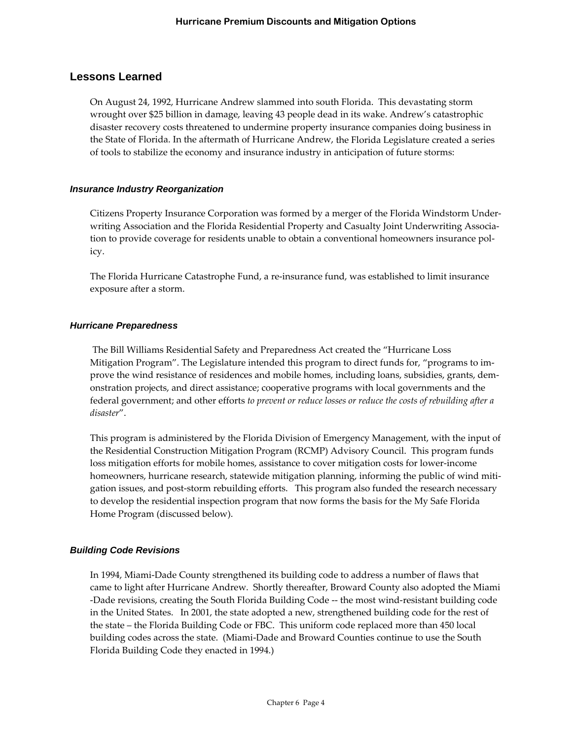## Lessons Learned

On August 24, 1992, Hurricane Andrew slammed into south Florida. This devastating storm wrought over $25 billion in damage, leaving 43 people dead in its wake. Andrew's catastrophic disaster recovery costs threatened to undermine property insurance companies doing business in the State of Florida. In the aftermath of Hurricane Andrew, the Florida Legislature created a series of tools to stabilize the economy and insurance industry in anticipation of future storms:

### *Insurance Industry Reorganization*

Citizens Property Insurance Corporation was formed by a merger of the Florida Windstorm Underwriting Association and the Florida Residential Property and Casualty Joint Underwriting Association to provide coverage for residents unable to obtain a conventional homeowners insurance policy.

The Florida Hurricane Catastrophe Fund, a re-insurance fund, was established to limit insurance exposure after a storm.

### *Hurricane Preparedness*

The Bill Williams Residential Safety and Preparedness Act created the "Hurricane Loss Mitigation Program". The Legislature intended this program to direct funds for, "programs to improve the wind resistance of residences and mobile homes, including loans, subsidies, grants, demonstration projects, and direct assistance; cooperative programs with local governments and the federal government; and other efforts *to prevent or reduce losses or reduce the costs of rebuilding after a disaster*".

This program is administered by the Florida Division of Emergency Management, with the input of the Residential Construction Mitigation Program (RCMP) Advisory Council. This program funds loss mitigation efforts for mobile homes, assistance to cover mitigation costs for lower-income homeowners, hurricane research, statewide mitigation planning, informing the public of wind mitigation issues, and post-storm rebuilding efforts. This program also funded the research necessary to develop the residential inspection program that now forms the basis for the My Safe Florida Home Program (discussed below).

### *Building Code Revisions*

In 1994, Miami-Dade County strengthened its building code to address a number of flaws that came to light after Hurricane Andrew. Shortly thereafter, Broward County also adopted the Miami-Dade revisions, creating the South Florida Building Code -- the most wind-resistant building code in the United States. In 2001, the state adopted a new, strengthened building code for the rest of the state – the Florida Building Code or FBC. This uniform code replaced more than 450 local building codes across the state. (Miami-Dade and Broward Counties continue to use the South Florida Building Code they enacted in 1994.)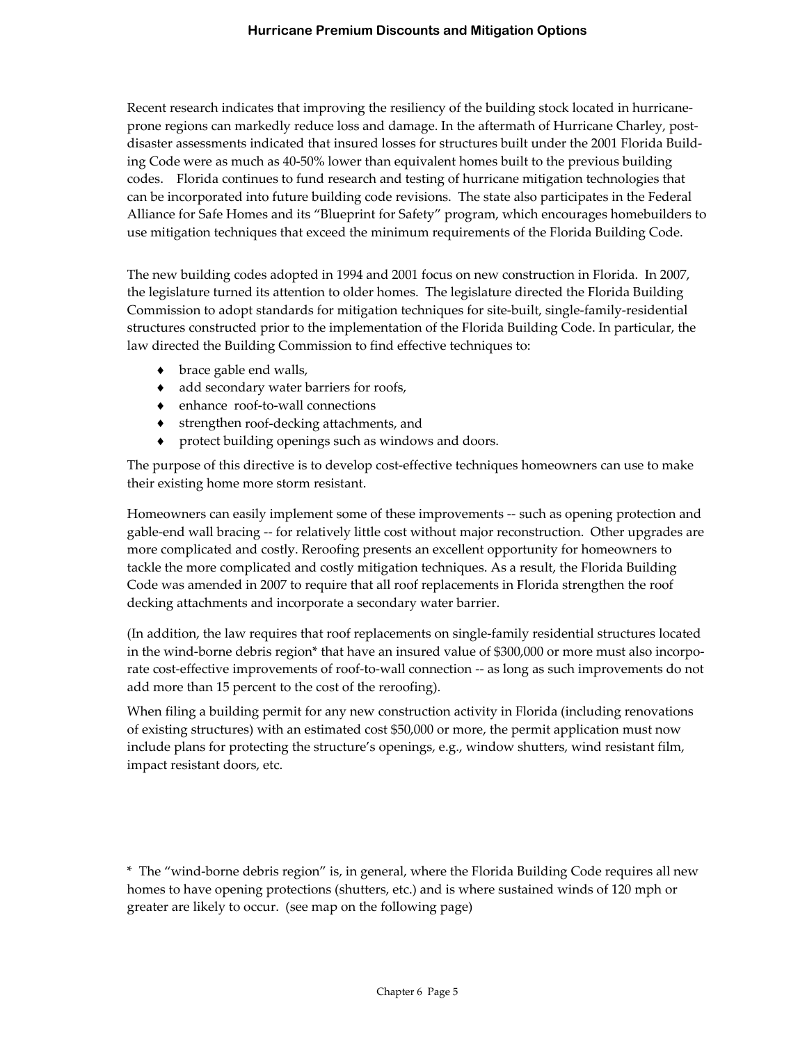Recent research indicates that improving the resiliency of the building stock located in hurricane-prone regions can markedly reduce loss and damage. In the aftermath of Hurricane Charley, post-disaster assessments indicated that insured losses for structures built under the 2001 Florida Building Code were as much as 40-50% lower than equivalent homes built to the previous building codes. Florida continues to fund research and testing of hurricane mitigation technologies that can be incorporated into future building code revisions. The state also participates in the Federal Alliance for Safe Homes and its "Blueprint for Safety" program, which encourages homebuilders to use mitigation techniques that exceed the minimum requirements of the Florida Building Code.

The new building codes adopted in 1994 and 2001 focus on new construction in Florida. In 2007, the legislature turned its attention to older homes. The legislature directed the Florida Building Commission to adopt standards for mitigation techniques for site-built, single-family-residential structures constructed prior to the implementation of the Florida Building Code. In particular, the law directed the Building Commission to find effective techniques to:

- brace gable end walls,
- add secondary water barriers for roofs,
- enhance roof-to-wall connections
- strengthen roof-decking attachments, and
- protect building openings such as windows and doors.

The purpose of this directive is to develop cost-effective techniques homeowners can use to make their existing home more storm resistant.

Homeowners can easily implement some of these improvements -- such as opening protection and gable-end wall bracing -- for relatively little cost without major reconstruction. Other upgrades are more complicated and costly. Reroofing presents an excellent opportunity for homeowners to tackle the more complicated and costly mitigation techniques. As a result, the Florida Building Code was amended in 2007 to require that all roof replacements in Florida strengthen the roof decking attachments and incorporate a secondary water barrier.

(In addition, the law requires that roof replacements on single-family residential structures located in the wind-borne debris region* that have an insured value of $300,000 or more must also incorporate cost-effective improvements of roof-to-wall connection -- as long as such improvements do not add more than 15 percent to the cost of the reroofing).

When filing a building permit for any new construction activity in Florida (including renovations of existing structures) with an estimated cost $50,000 or more, the permit application must now include plans for protecting the structure's openings, e.g., window shutters, wind resistant film, impact resistant doors, etc.

* The "wind-borne debris region" is, in general, where the Florida Building Code requires all new homes to have opening protections (shutters, etc.) and is where sustained winds of 120 mph or greater are likely to occur. (see map on the following page)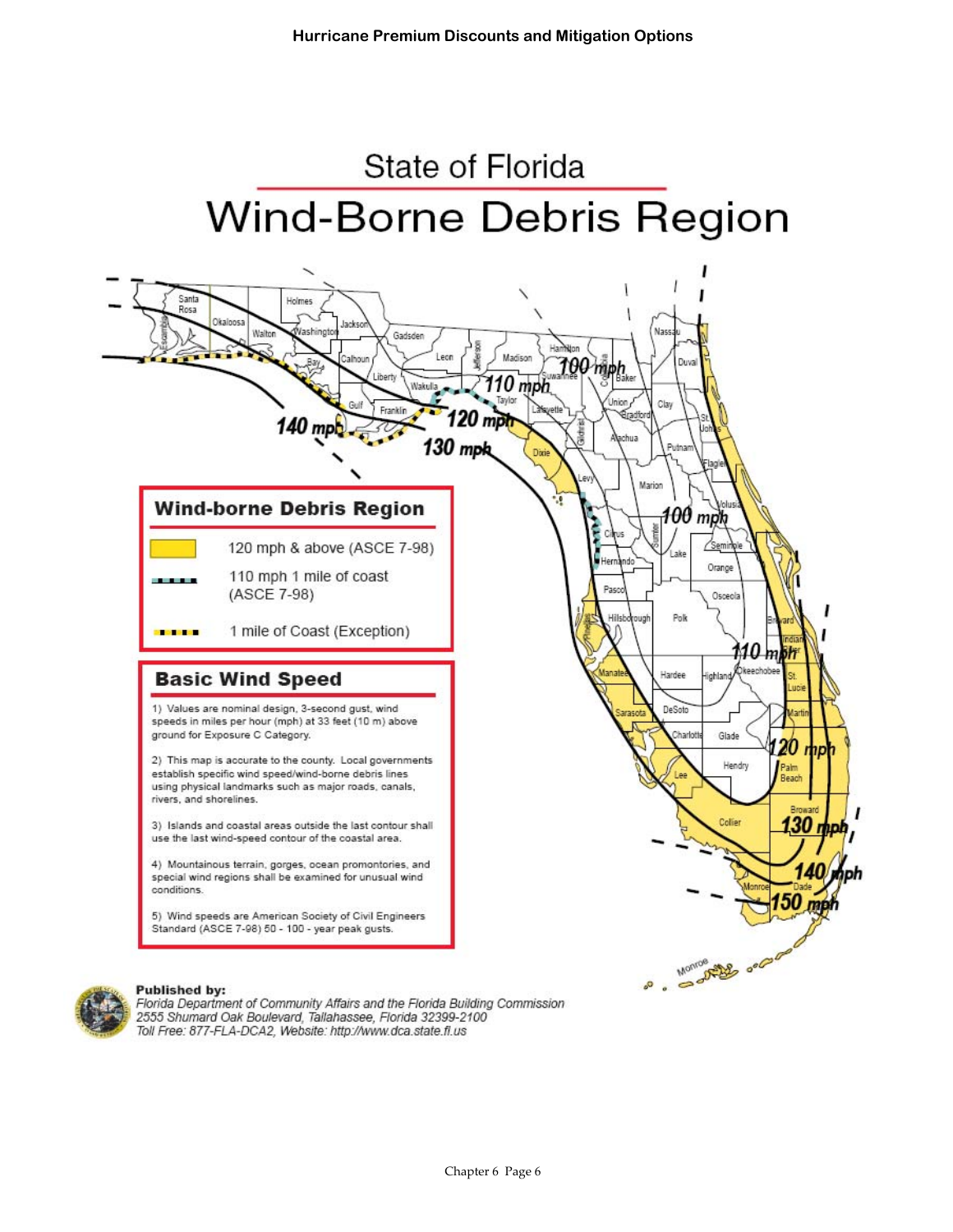# State of Florida

# Wind-Borne Debris Region

## Wind-borne Debris Region

- 120 mph & above (ASCE 7-98)
- 110 mph 1 mile of coast (ASCE 7-98)
- 1 mile of Coast (Exception)

## Basic Wind Speed

1) Values are nominal design, 3-second gust, wind speeds in miles per hour (mph) at 33 feet (10 m) above ground for Exposure C Category.

2) This map is accurate to the county. Local governments establish specific wind speed/wind-borne debris lines using physical landmarks such as major roads, canals, rivers, and shorelines.

3) Islands and coastal areas outside the last contour shall use the last wind-speed contour of the coastal area.

4) Mountainous terrain, gorges, ocean promontories, and special wind regions shall be examined for unusual wind conditions.

5) Wind speeds are American Society of Civil Engineers Standard (ASCE 7-98) 50 - 100 - year peak gusts.

**Published by:**
*Florida Department of Community Affairs and the Florida Building Commission*
*2555 Shumard Oak Boulevard, Tallahassee, Florida 32399-2100*
*Toll Free: 877-FLA-DCA2, Website: http://www.dca.state.fl.us*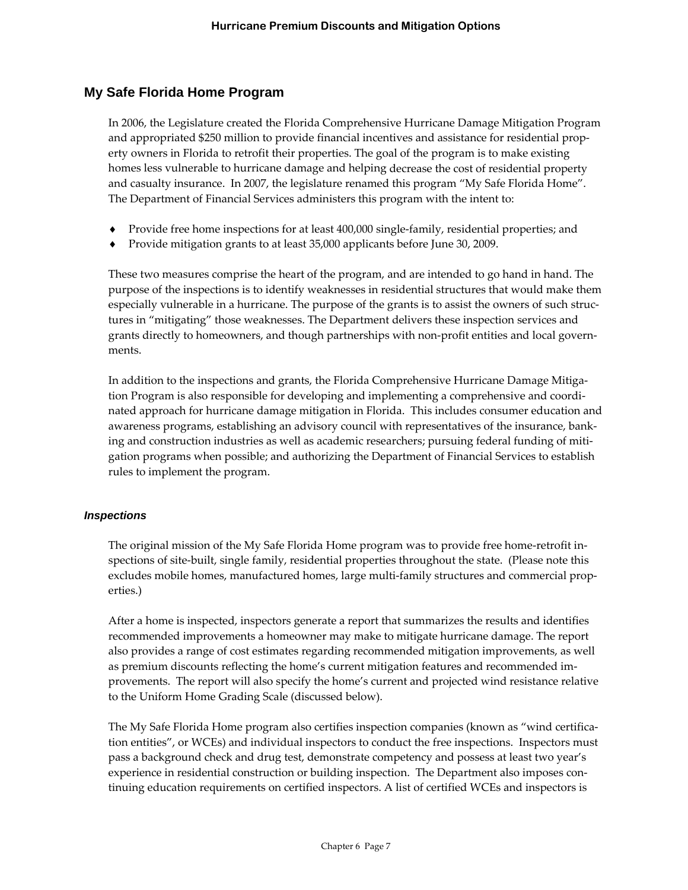## My Safe Florida Home Program

In 2006, the Legislature created the Florida Comprehensive Hurricane Damage Mitigation Program and appropriated $250 million to provide financial incentives and assistance for residential property owners in Florida to retrofit their properties. The goal of the program is to make existing homes less vulnerable to hurricane damage and helping decrease the cost of residential property and casualty insurance. In 2007, the legislature renamed this program "My Safe Florida Home". The Department of Financial Services administers this program with the intent to:

- Provide free home inspections for at least 400,000 single-family, residential properties; and
- Provide mitigation grants to at least 35,000 applicants before June 30, 2009.

These two measures comprise the heart of the program, and are intended to go hand in hand. The purpose of the inspections is to identify weaknesses in residential structures that would make them especially vulnerable in a hurricane. The purpose of the grants is to assist the owners of such structures in "mitigating" those weaknesses. The Department delivers these inspection services and grants directly to homeowners, and though partnerships with non-profit entities and local governments.

In addition to the inspections and grants, the Florida Comprehensive Hurricane Damage Mitigation Program is also responsible for developing and implementing a comprehensive and coordinated approach for hurricane damage mitigation in Florida. This includes consumer education and awareness programs, establishing an advisory council with representatives of the insurance, banking and construction industries as well as academic researchers; pursuing federal funding of mitigation programs when possible; and authorizing the Department of Financial Services to establish rules to implement the program.

### *Inspections*

The original mission of the My Safe Florida Home program was to provide free home-retrofit inspections of site-built, single family, residential properties throughout the state. (Please note this excludes mobile homes, manufactured homes, large multi-family structures and commercial properties.)

After a home is inspected, inspectors generate a report that summarizes the results and identifies recommended improvements a homeowner may make to mitigate hurricane damage. The report also provides a range of cost estimates regarding recommended mitigation improvements, as well as premium discounts reflecting the home's current mitigation features and recommended improvements. The report will also specify the home's current and projected wind resistance relative to the Uniform Home Grading Scale (discussed below).

The My Safe Florida Home program also certifies inspection companies (known as "wind certification entities", or WCEs) and individual inspectors to conduct the free inspections. Inspectors must pass a background check and drug test, demonstrate competency and possess at least two year's experience in residential construction or building inspection. The Department also imposes continuing education requirements on certified inspectors. A list of certified WCEs and inspectors is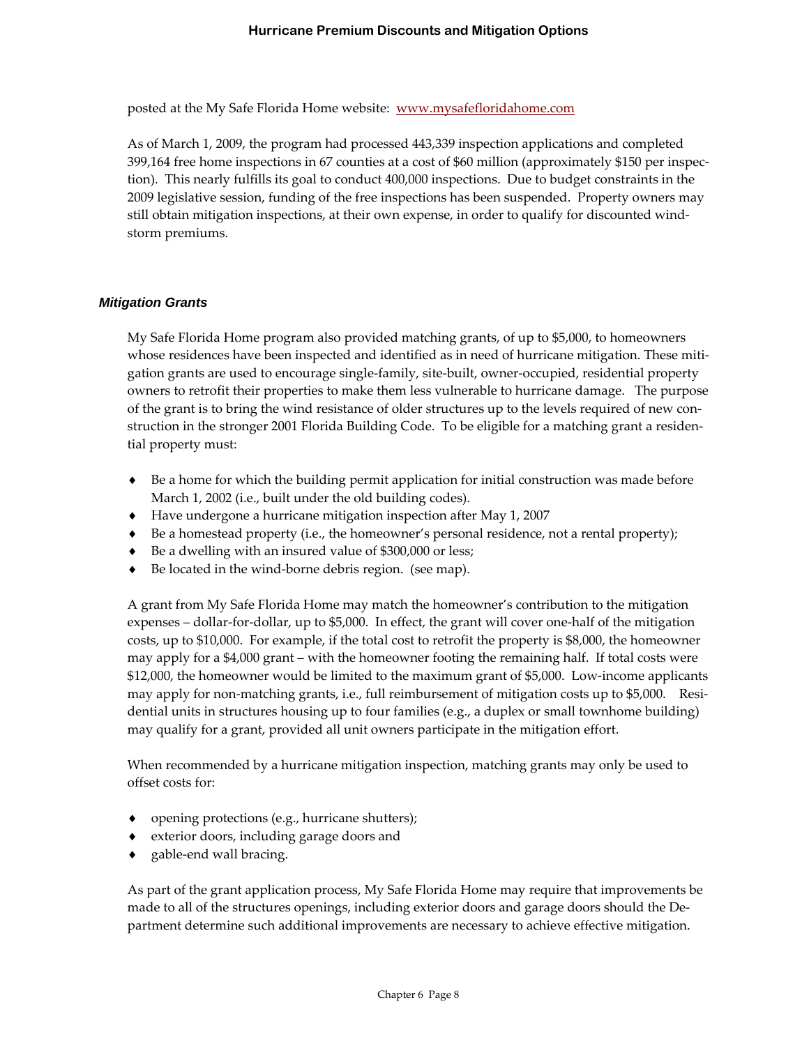posted at the My Safe Florida Home website: [www.mysafefloridahome.com](http://www.mysafefloridahome.com)

As of March 1, 2009, the program had processed 443,339 inspection applications and completed 399,164 free home inspections in 67 counties at a cost of $60 million (approximately $150 per inspection). This nearly fulfills its goal to conduct 400,000 inspections. Due to budget constraints in the 2009 legislative session, funding of the free inspections has been suspended. Property owners may still obtain mitigation inspections, at their own expense, in order to qualify for discounted windstorm premiums.

### *Mitigation Grants*

My Safe Florida Home program also provided matching grants, of up to $5,000, to homeowners whose residences have been inspected and identified as in need of hurricane mitigation. These mitigation grants are used to encourage single-family, site-built, owner-occupied, residential property owners to retrofit their properties to make them less vulnerable to hurricane damage. The purpose of the grant is to bring the wind resistance of older structures up to the levels required of new construction in the stronger 2001 Florida Building Code. To be eligible for a matching grant a residential property must:

- Be a home for which the building permit application for initial construction was made before March 1, 2002 (i.e., built under the old building codes).
- Have undergone a hurricane mitigation inspection after May 1, 2007
- Be a homestead property (i.e., the homeowner's personal residence, not a rental property);
- Be a dwelling with an insured value of $300,000 or less;
- Be located in the wind-borne debris region. (see map).

A grant from My Safe Florida Home may match the homeowner's contribution to the mitigation expenses – dollar-for-dollar, up to $5,000. In effect, the grant will cover one-half of the mitigation costs, up to $10,000. For example, if the total cost to retrofit the property is $8,000, the homeowner may apply for a $4,000 grant – with the homeowner footing the remaining half. If total costs were $12,000, the homeowner would be limited to the maximum grant of $5,000. Low-income applicants may apply for non-matching grants, i.e., full reimbursement of mitigation costs up to $5,000. Residential units in structures housing up to four families (e.g., a duplex or small townhome building) may qualify for a grant, provided all unit owners participate in the mitigation effort.

When recommended by a hurricane mitigation inspection, matching grants may only be used to offset costs for:

- opening protections (e.g., hurricane shutters);
- exterior doors, including garage doors and
- gable-end wall bracing.

As part of the grant application process, My Safe Florida Home may require that improvements be made to all of the structures openings, including exterior doors and garage doors should the Department determine such additional improvements are necessary to achieve effective mitigation.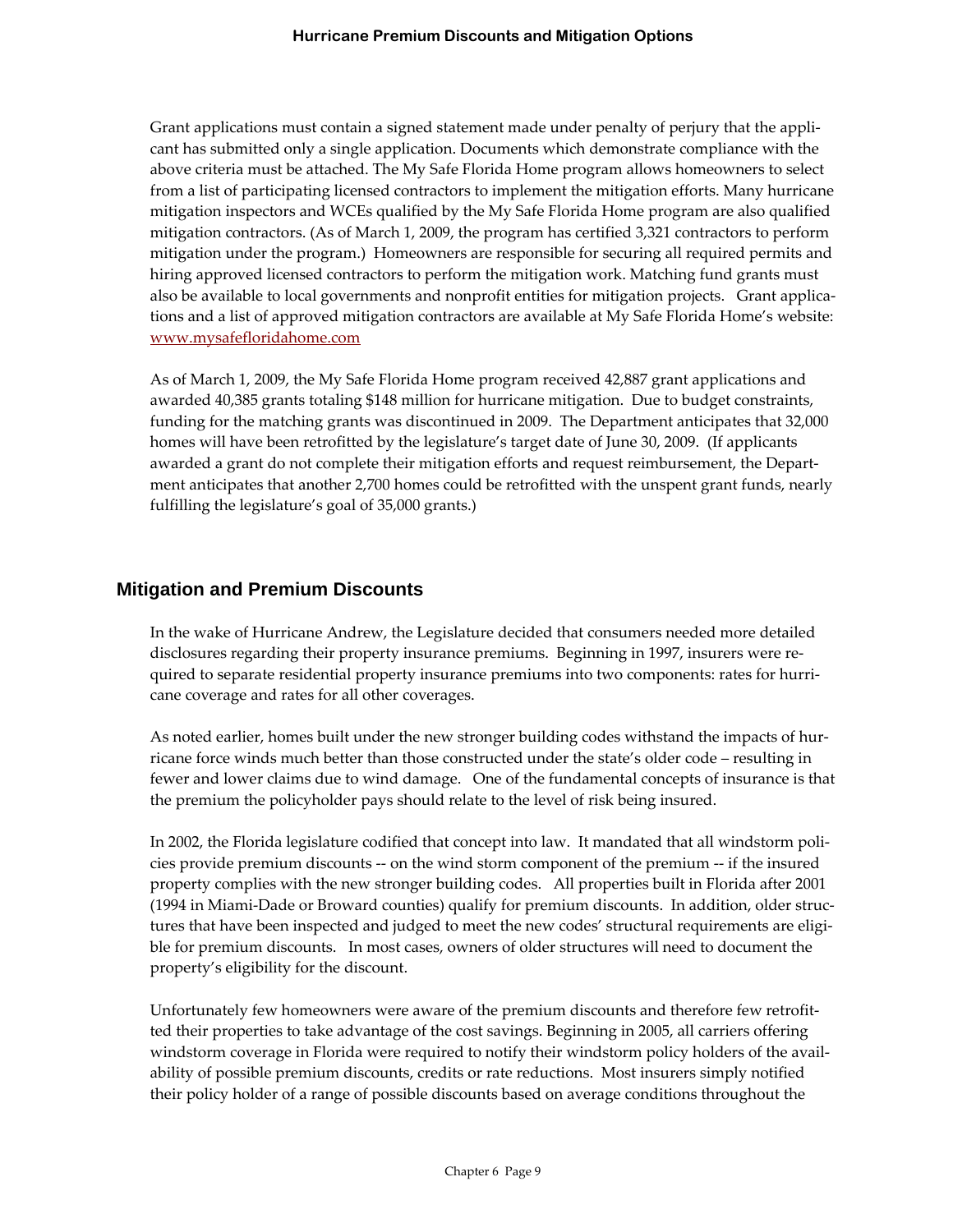Grant applications must contain a signed statement made under penalty of perjury that the applicant has submitted only a single application. Documents which demonstrate compliance with the above criteria must be attached. The My Safe Florida Home program allows homeowners to select from a list of participating licensed contractors to implement the mitigation efforts. Many hurricane mitigation inspectors and WCEs qualified by the My Safe Florida Home program are also qualified mitigation contractors. (As of March 1, 2009, the program has certified 3,321 contractors to perform mitigation under the program.) Homeowners are responsible for securing all required permits and hiring approved licensed contractors to perform the mitigation work. Matching fund grants must also be available to local governments and nonprofit entities for mitigation projects. Grant applications and a list of approved mitigation contractors are available at My Safe Florida Home's website: www.mysafefloridahome.com

As of March 1, 2009, the My Safe Florida Home program received 42,887 grant applications and awarded 40,385 grants totaling $148 million for hurricane mitigation. Due to budget constraints, funding for the matching grants was discontinued in 2009. The Department anticipates that 32,000 homes will have been retrofitted by the legislature's target date of June 30, 2009. (If applicants awarded a grant do not complete their mitigation efforts and request reimbursement, the Department anticipates that another 2,700 homes could be retrofitted with the unspent grant funds, nearly fulfilling the legislature's goal of 35,000 grants.)

## Mitigation and Premium Discounts

In the wake of Hurricane Andrew, the Legislature decided that consumers needed more detailed disclosures regarding their property insurance premiums. Beginning in 1997, insurers were required to separate residential property insurance premiums into two components: rates for hurricane coverage and rates for all other coverages.

As noted earlier, homes built under the new stronger building codes withstand the impacts of hurricane force winds much better than those constructed under the state's older code – resulting in fewer and lower claims due to wind damage. One of the fundamental concepts of insurance is that the premium the policyholder pays should relate to the level of risk being insured.

In 2002, the Florida legislature codified that concept into law. It mandated that all windstorm policies provide premium discounts -- on the wind storm component of the premium -- if the insured property complies with the new stronger building codes. All properties built in Florida after 2001 (1994 in Miami-Dade or Broward counties) qualify for premium discounts. In addition, older structures that have been inspected and judged to meet the new codes' structural requirements are eligible for premium discounts. In most cases, owners of older structures will need to document the property's eligibility for the discount.

Unfortunately few homeowners were aware of the premium discounts and therefore few retrofitted their properties to take advantage of the cost savings. Beginning in 2005, all carriers offering windstorm coverage in Florida were required to notify their windstorm policy holders of the availability of possible premium discounts, credits or rate reductions. Most insurers simply notified their policy holder of a range of possible discounts based on average conditions throughout the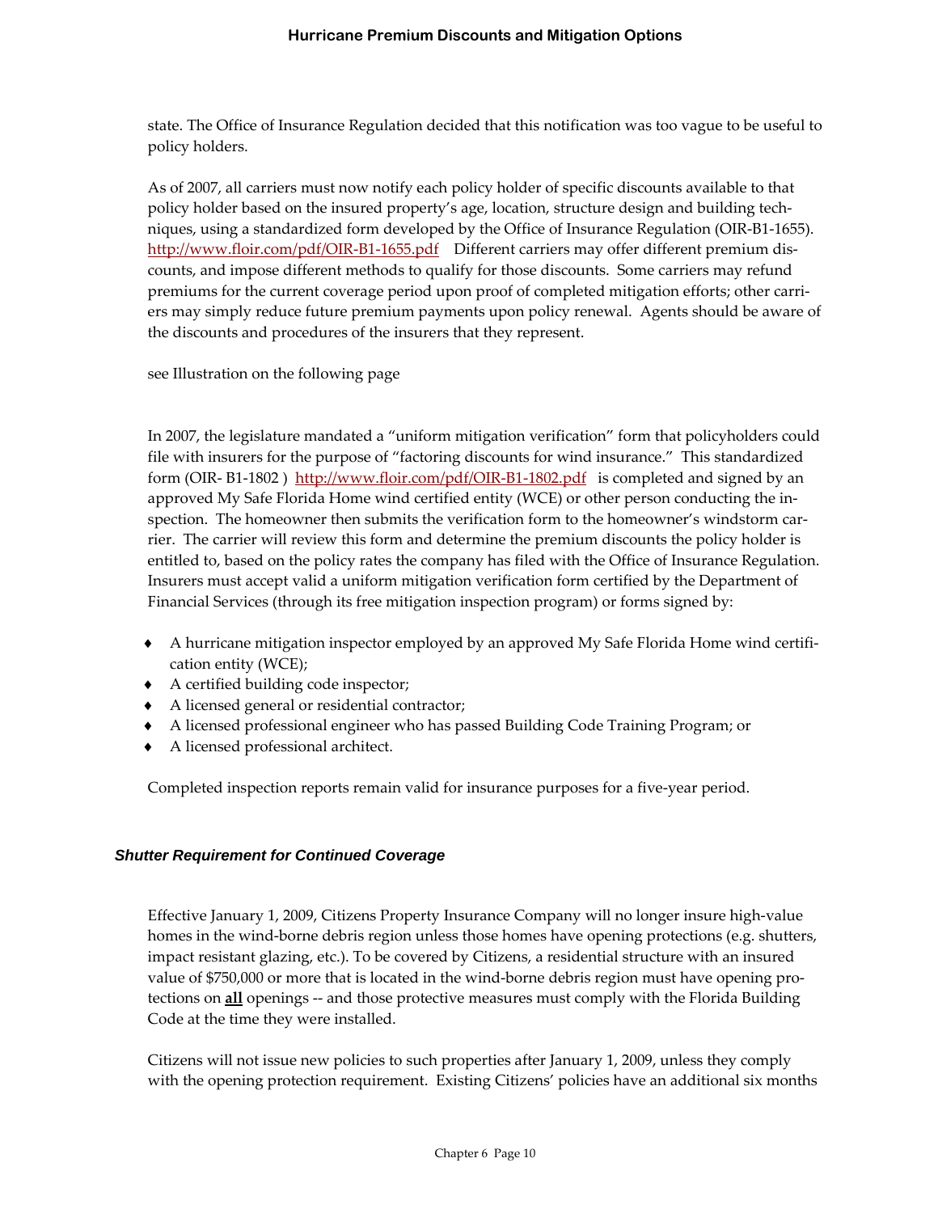state. The Office of Insurance Regulation decided that this notification was too vague to be useful to policy holders.

As of 2007, all carriers must now notify each policy holder of specific discounts available to that policy holder based on the insured property's age, location, structure design and building techniques, using a standardized form developed by the Office of Insurance Regulation (OIR-B1-1655). http://www.floir.com/pdf/OIR-B1-1655.pdf Different carriers may offer different premium discounts, and impose different methods to qualify for those discounts. Some carriers may refund premiums for the current coverage period upon proof of completed mitigation efforts; other carriers may simply reduce future premium payments upon policy renewal. Agents should be aware of the discounts and procedures of the insurers that they represent.

see Illustration on the following page

In 2007, the legislature mandated a "uniform mitigation verification" form that policyholders could file with insurers for the purpose of "factoring discounts for wind insurance." This standardized form (OIR- B1-1802 ) http://www.floir.com/pdf/OIR-B1-1802.pdf is completed and signed by an approved My Safe Florida Home wind certified entity (WCE) or other person conducting the inspection. The homeowner then submits the verification form to the homeowner's windstorm carrier. The carrier will review this form and determine the premium discounts the policy holder is entitled to, based on the policy rates the company has filed with the Office of Insurance Regulation. Insurers must accept valid a uniform mitigation verification form certified by the Department of Financial Services (through its free mitigation inspection program) or forms signed by:

- A hurricane mitigation inspector employed by an approved My Safe Florida Home wind certification entity (WCE);
- A certified building code inspector;
- A licensed general or residential contractor;
- A licensed professional engineer who has passed Building Code Training Program; or
- A licensed professional architect.

Completed inspection reports remain valid for insurance purposes for a five-year period.

### *Shutter Requirement for Continued Coverage*

Effective January 1, 2009, Citizens Property Insurance Company will no longer insure high-value homes in the wind-borne debris region unless those homes have opening protections (e.g. shutters, impact resistant glazing, etc.). To be covered by Citizens, a residential structure with an insured value of $750,000 or more that is located in the wind-borne debris region must have opening protections on **<u>all</u>** openings -- and those protective measures must comply with the Florida Building Code at the time they were installed.

Citizens will not issue new policies to such properties after January 1, 2009, unless they comply with the opening protection requirement. Existing Citizens' policies have an additional six months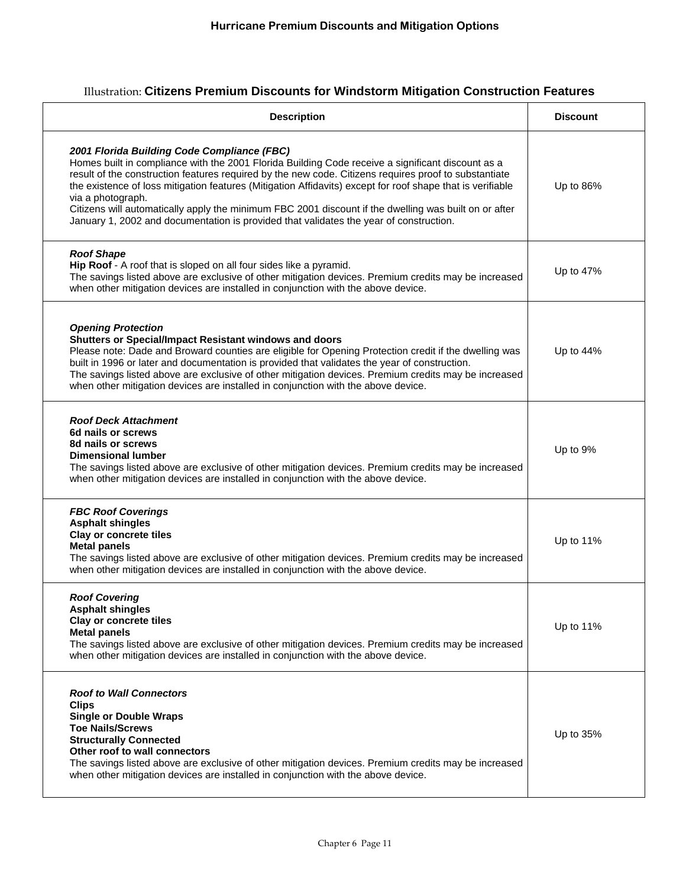## Hurricane Premium Discounts and Mitigation Options

Illustration: **Citizens Premium Discounts for Windstorm Mitigation Construction Features**

| Description | Discount |
|---|---|
| ***2001 Florida Building Code Compliance (FBC)***<br>Homes built in compliance with the 2001 Florida Building Code receive a significant discount as a result of the construction features required by the new code. Citizens requires proof to substantiate the existence of loss mitigation features (Mitigation Affidavits) except for roof shape that is verifiable via a photograph.<br>Citizens will automatically apply the minimum FBC 2001 discount if the dwelling was built on or after January 1, 2002 and documentation is provided that validates the year of construction. | Up to 86% |
| ***Roof Shape***<br>**Hip Roof** - A roof that is sloped on all four sides like a pyramid.<br>The savings listed above are exclusive of other mitigation devices. Premium credits may be increased when other mitigation devices are installed in conjunction with the above device. | Up to 47% |
| ***Opening Protection***<br>**Shutters or Special/Impact Resistant windows and doors**<br>Please note: Dade and Broward counties are eligible for Opening Protection credit if the dwelling was built in 1996 or later and documentation is provided that validates the year of construction.<br>The savings listed above are exclusive of other mitigation devices. Premium credits may be increased when other mitigation devices are installed in conjunction with the above device. | Up to 44% |
| ***Roof Deck Attachment***<br>**6d nails or screws**<br>**8d nails or screws**<br>**Dimensional lumber**<br>The savings listed above are exclusive of other mitigation devices. Premium credits may be increased when other mitigation devices are installed in conjunction with the above device. | Up to 9% |
| ***FBC Roof Coverings***<br>**Asphalt shingles**<br>**Clay or concrete tiles**<br>**Metal panels**<br>The savings listed above are exclusive of other mitigation devices. Premium credits may be increased when other mitigation devices are installed in conjunction with the above device. | Up to 11% |
| ***Roof Covering***<br>**Asphalt shingles**<br>**Clay or concrete tiles**<br>**Metal panels**<br>The savings listed above are exclusive of other mitigation devices. Premium credits may be increased when other mitigation devices are installed in conjunction with the above device. | Up to 11% |
| ***Roof to Wall Connectors***<br>**Clips**<br>**Single or Double Wraps**<br>**Toe Nails/Screws**<br>**Structurally Connected**<br>**Other roof to wall connectors**<br>The savings listed above are exclusive of other mitigation devices. Premium credits may be increased when other mitigation devices are installed in conjunction with the above device. | Up to 35% |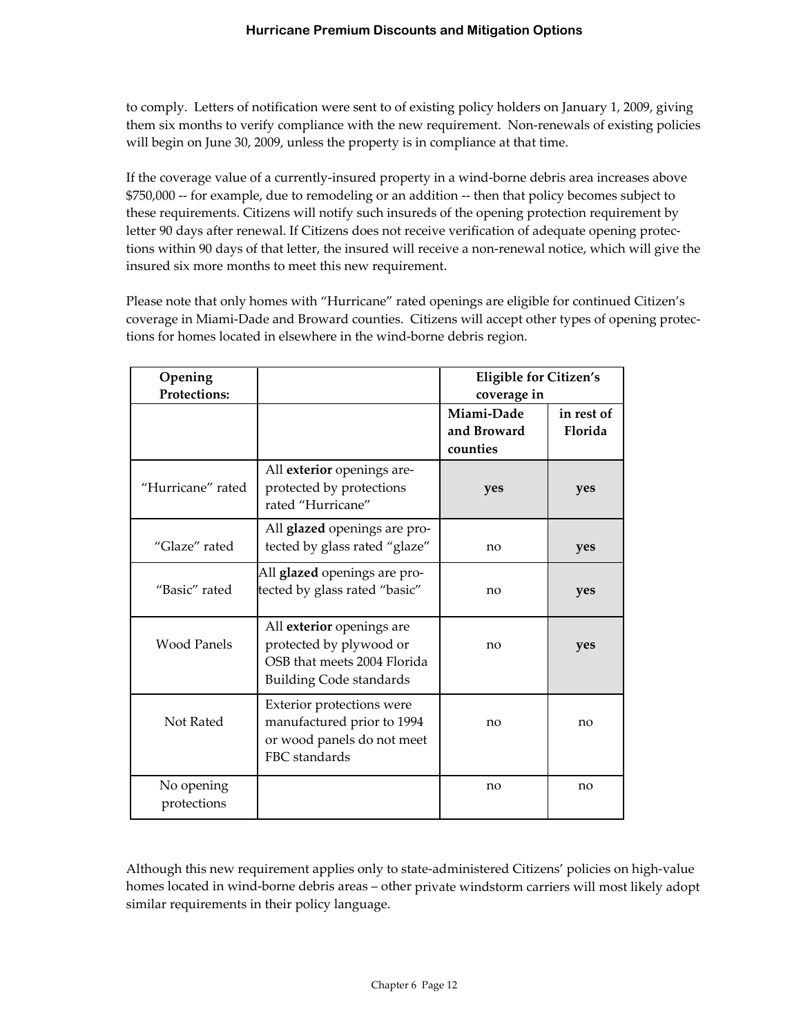to comply. Letters of notification were sent to of existing policy holders on January 1, 2009, giving them six months to verify compliance with the new requirement. Non-renewals of existing policies will begin on June 30, 2009, unless the property is in compliance at that time.

If the coverage value of a currently-insured property in a wind-borne debris area increases above $750,000 -- for example, due to remodeling or an addition -- then that policy becomes subject to these requirements. Citizens will notify such insureds of the opening protection requirement by letter 90 days after renewal. If Citizens does not receive verification of adequate opening protections within 90 days of that letter, the insured will receive a non-renewal notice, which will give the insured six more months to meet this new requirement.

Please note that only homes with "Hurricane" rated openings are eligible for continued Citizen's coverage in Miami-Dade and Broward counties. Citizens will accept other types of opening protections for homes located in elsewhere in the wind-borne debris region.

| Opening Protections: | | Eligible for Citizen's coverage in | |
|---|---|---|---|
| | | Miami-Dade and Broward counties | in rest of Florida |
| "Hurricane" rated | All **exterior** openings are-protected by protections rated "Hurricane" | **yes** | **yes** |
| "Glaze" rated | All **glazed** openings are protected by glass rated "glaze" | no | **yes** |
| "Basic" rated | All **glazed** openings are protected by glass rated "basic" | no | **yes** |
| Wood Panels | All **exterior** openings are protected by plywood or OSB that meets 2004 Florida Building Code standards | no | **yes** |
| Not Rated | Exterior protections were manufactured prior to 1994 or wood panels do not meet FBC standards | no | no |
| No opening protections | | no | no |

Although this new requirement applies only to state-administered Citizens' policies on high-value homes located in wind-borne debris areas – other private windstorm carriers will most likely adopt similar requirements in their policy language.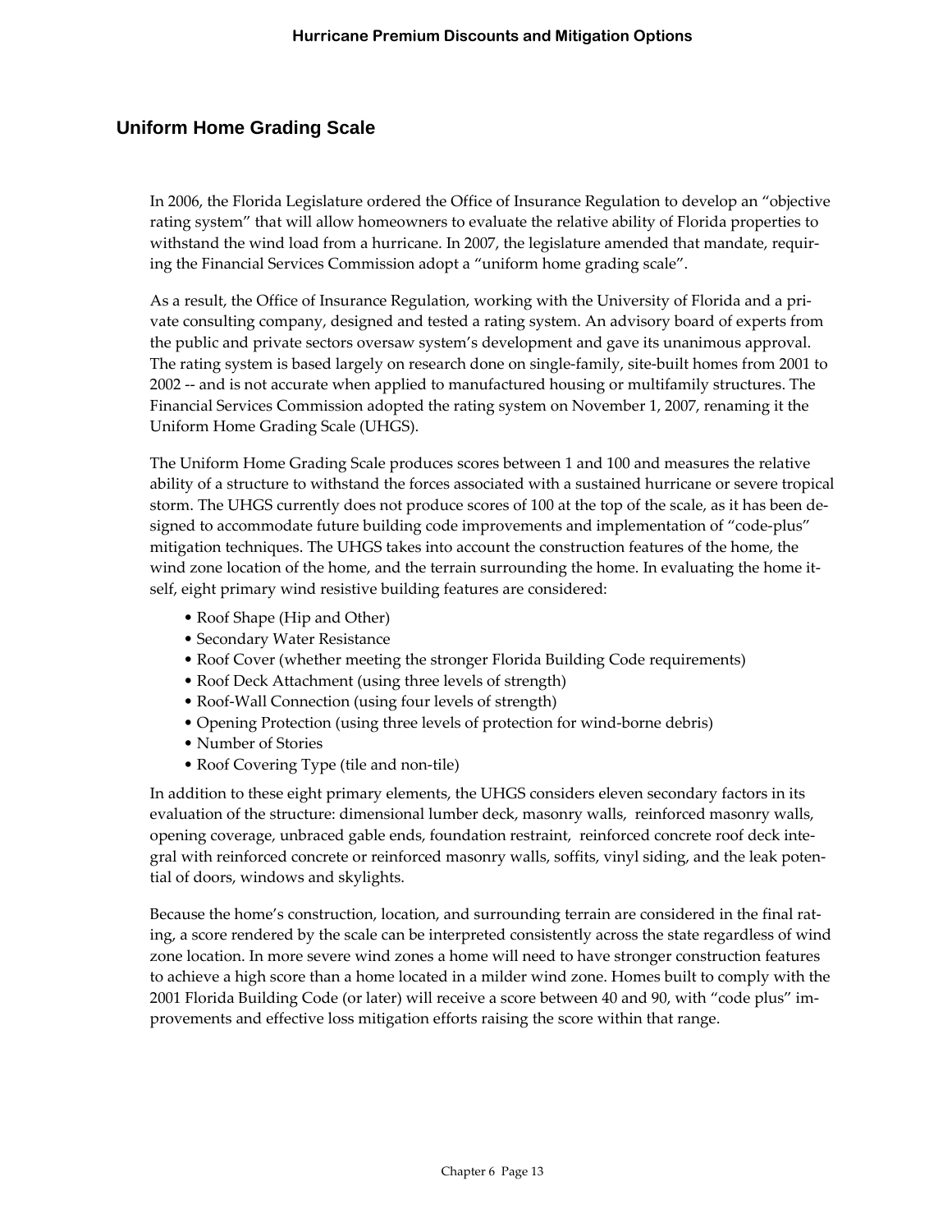## Uniform Home Grading Scale

In 2006, the Florida Legislature ordered the Office of Insurance Regulation to develop an "objective rating system" that will allow homeowners to evaluate the relative ability of Florida properties to withstand the wind load from a hurricane. In 2007, the legislature amended that mandate, requiring the Financial Services Commission adopt a "uniform home grading scale".

As a result, the Office of Insurance Regulation, working with the University of Florida and a private consulting company, designed and tested a rating system. An advisory board of experts from the public and private sectors oversaw system's development and gave its unanimous approval. The rating system is based largely on research done on single-family, site-built homes from 2001 to 2002 -- and is not accurate when applied to manufactured housing or multifamily structures. The Financial Services Commission adopted the rating system on November 1, 2007, renaming it the Uniform Home Grading Scale (UHGS).

The Uniform Home Grading Scale produces scores between 1 and 100 and measures the relative ability of a structure to withstand the forces associated with a sustained hurricane or severe tropical storm. The UHGS currently does not produce scores of 100 at the top of the scale, as it has been designed to accommodate future building code improvements and implementation of "code-plus" mitigation techniques. The UHGS takes into account the construction features of the home, the wind zone location of the home, and the terrain surrounding the home. In evaluating the home itself, eight primary wind resistive building features are considered:

- Roof Shape (Hip and Other)
- Secondary Water Resistance
- Roof Cover (whether meeting the stronger Florida Building Code requirements)
- Roof Deck Attachment (using three levels of strength)
- Roof-Wall Connection (using four levels of strength)
- Opening Protection (using three levels of protection for wind-borne debris)
- Number of Stories
- Roof Covering Type (tile and non-tile)

In addition to these eight primary elements, the UHGS considers eleven secondary factors in its evaluation of the structure: dimensional lumber deck, masonry walls, reinforced masonry walls, opening coverage, unbraced gable ends, foundation restraint, reinforced concrete roof deck integral with reinforced concrete or reinforced masonry walls, soffits, vinyl siding, and the leak potential of doors, windows and skylights.

Because the home's construction, location, and surrounding terrain are considered in the final rating, a score rendered by the scale can be interpreted consistently across the state regardless of wind zone location. In more severe wind zones a home will need to have stronger construction features to achieve a high score than a home located in a milder wind zone. Homes built to comply with the 2001 Florida Building Code (or later) will receive a score between 40 and 90, with "code plus" improvements and effective loss mitigation efforts raising the score within that range.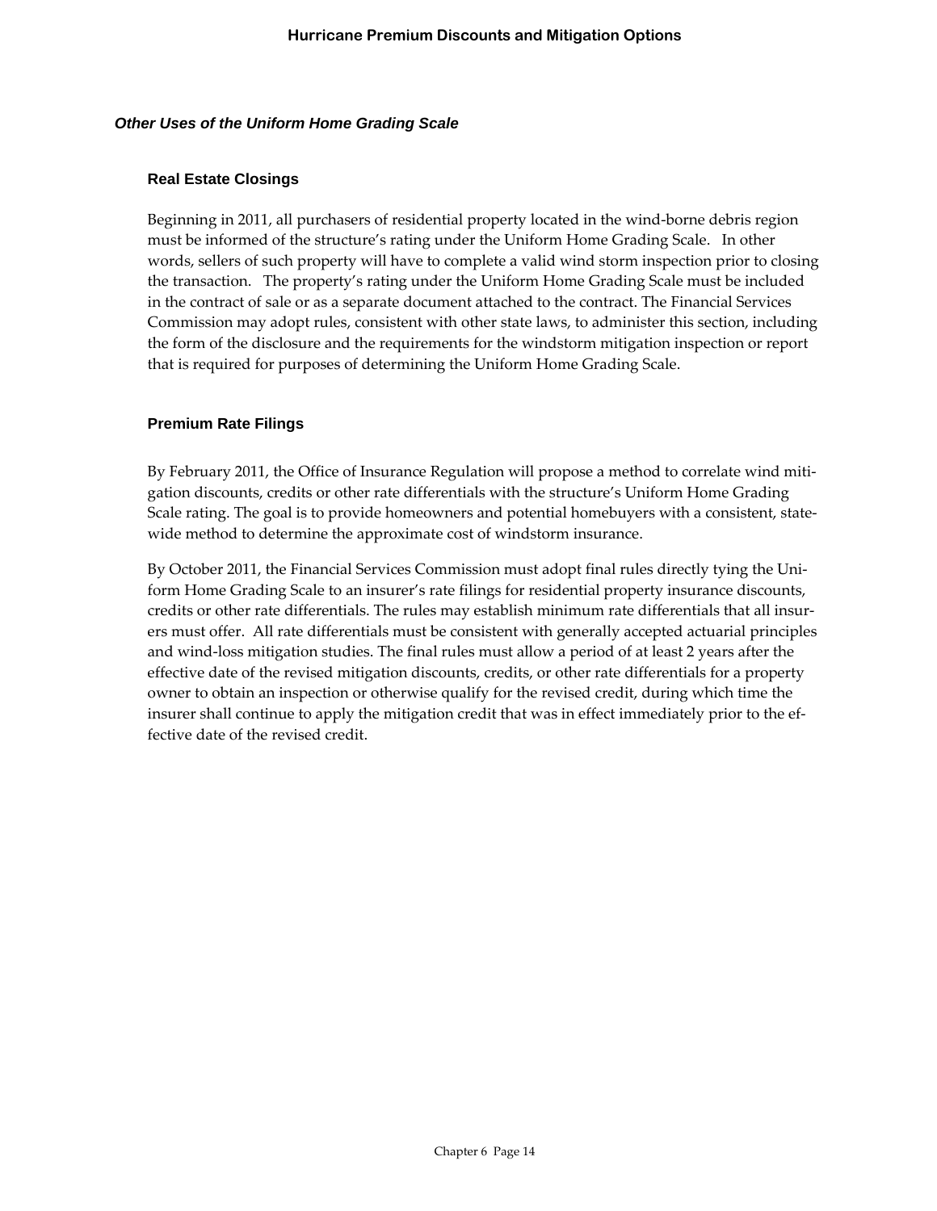## *Other Uses of the Uniform Home Grading Scale*

### Real Estate Closings

Beginning in 2011, all purchasers of residential property located in the wind-borne debris region must be informed of the structure's rating under the Uniform Home Grading Scale. In other words, sellers of such property will have to complete a valid wind storm inspection prior to closing the transaction. The property's rating under the Uniform Home Grading Scale must be included in the contract of sale or as a separate document attached to the contract. The Financial Services Commission may adopt rules, consistent with other state laws, to administer this section, including the form of the disclosure and the requirements for the windstorm mitigation inspection or report that is required for purposes of determining the Uniform Home Grading Scale.

### Premium Rate Filings

By February 2011, the Office of Insurance Regulation will propose a method to correlate wind mitigation discounts, credits or other rate differentials with the structure's Uniform Home Grading Scale rating. The goal is to provide homeowners and potential homebuyers with a consistent, statewide method to determine the approximate cost of windstorm insurance.

By October 2011, the Financial Services Commission must adopt final rules directly tying the Uniform Home Grading Scale to an insurer's rate filings for residential property insurance discounts, credits or other rate differentials. The rules may establish minimum rate differentials that all insurers must offer. All rate differentials must be consistent with generally accepted actuarial principles and wind-loss mitigation studies. The final rules must allow a period of at least 2 years after the effective date of the revised mitigation discounts, credits, or other rate differentials for a property owner to obtain an inspection or otherwise qualify for the revised credit, during which time the insurer shall continue to apply the mitigation credit that was in effect immediately prior to the effective date of the revised credit.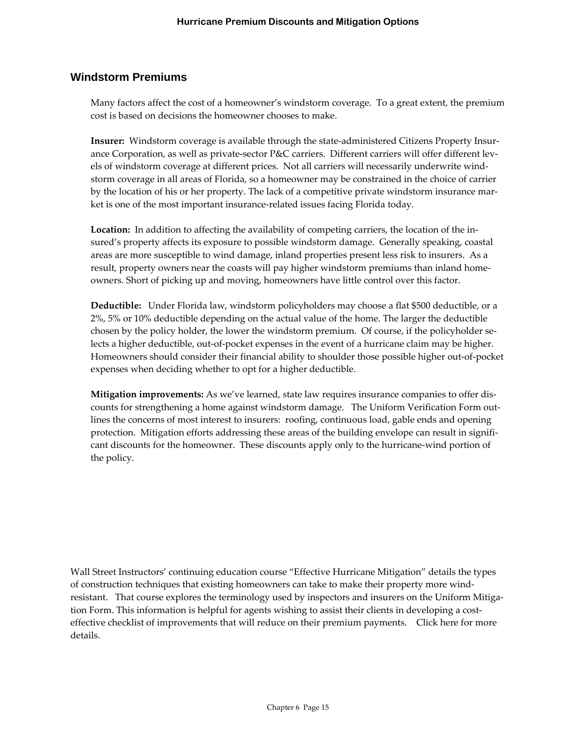## Windstorm Premiums

Many factors affect the cost of a homeowner's windstorm coverage. To a great extent, the premium cost is based on decisions the homeowner chooses to make.

**Insurer:** Windstorm coverage is available through the state-administered Citizens Property Insurance Corporation, as well as private-sector P&C carriers. Different carriers will offer different levels of windstorm coverage at different prices. Not all carriers will necessarily underwrite windstorm coverage in all areas of Florida, so a homeowner may be constrained in the choice of carrier by the location of his or her property. The lack of a competitive private windstorm insurance market is one of the most important insurance-related issues facing Florida today.

**Location:** In addition to affecting the availability of competing carriers, the location of the insured's property affects its exposure to possible windstorm damage. Generally speaking, coastal areas are more susceptible to wind damage, inland properties present less risk to insurers. As a result, property owners near the coasts will pay higher windstorm premiums than inland homeowners. Short of picking up and moving, homeowners have little control over this factor.

**Deductible:** Under Florida law, windstorm policyholders may choose a flat $500 deductible, or a 2%, 5% or 10% deductible depending on the actual value of the home. The larger the deductible chosen by the policy holder, the lower the windstorm premium. Of course, if the policyholder selects a higher deductible, out-of-pocket expenses in the event of a hurricane claim may be higher. Homeowners should consider their financial ability to shoulder those possible higher out-of-pocket expenses when deciding whether to opt for a higher deductible.

**Mitigation improvements:** As we've learned, state law requires insurance companies to offer discounts for strengthening a home against windstorm damage. The Uniform Verification Form outlines the concerns of most interest to insurers: roofing, continuous load, gable ends and opening protection. Mitigation efforts addressing these areas of the building envelope can result in significant discounts for the homeowner. These discounts apply only to the hurricane-wind portion of the policy.

Wall Street Instructors' continuing education course "Effective Hurricane Mitigation" details the types of construction techniques that existing homeowners can take to make their property more wind-resistant. That course explores the terminology used by inspectors and insurers on the Uniform Mitigation Form. This information is helpful for agents wishing to assist their clients in developing a cost-effective checklist of improvements that will reduce on their premium payments. Click here for more details.